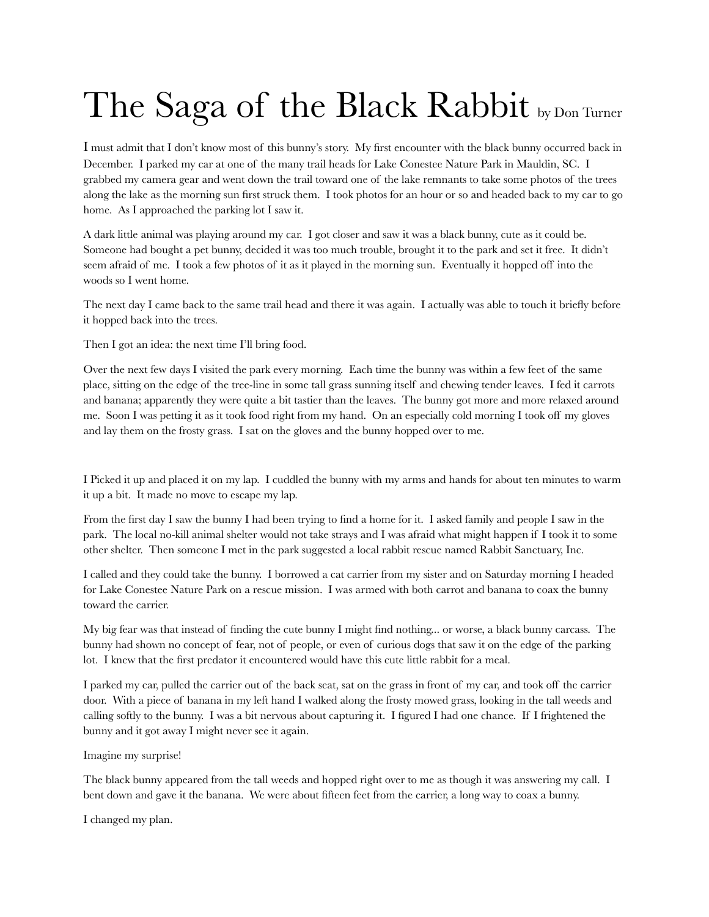# The Saga of the Black Rabbit by Don Turner

I must admit that I don't know most of this bunny's story. My first encounter with the black bunny occurred back in December. I parked my car at one of the many trail heads for Lake Conestee Nature Park in Mauldin, SC. I grabbed my camera gear and went down the trail toward one of the lake remnants to take some photos of the trees along the lake as the morning sun first struck them. I took photos for an hour or so and headed back to my car to go home. As I approached the parking lot I saw it.

A dark little animal was playing around my car. I got closer and saw it was a black bunny, cute as it could be. Someone had bought a pet bunny, decided it was too much trouble, brought it to the park and set it free. It didn't seem afraid of me. I took a few photos of it as it played in the morning sun. Eventually it hopped off into the woods so I went home.

The next day I came back to the same trail head and there it was again. I actually was able to touch it briefly before it hopped back into the trees.

Then I got an idea: the next time I'll bring food.

Over the next few days I visited the park every morning. Each time the bunny was within a few feet of the same place, sitting on the edge of the tree-line in some tall grass sunning itself and chewing tender leaves. I fed it carrots and banana; apparently they were quite a bit tastier than the leaves. The bunny got more and more relaxed around me. Soon I was petting it as it took food right from my hand. On an especially cold morning I took off my gloves and lay them on the frosty grass. I sat on the gloves and the bunny hopped over to me.

I Picked it up and placed it on my lap. I cuddled the bunny with my arms and hands for about ten minutes to warm it up a bit. It made no move to escape my lap.

From the first day I saw the bunny I had been trying to find a home for it. I asked family and people I saw in the park. The local no-kill animal shelter would not take strays and I was afraid what might happen if I took it to some other shelter. Then someone I met in the park suggested a local rabbit rescue named Rabbit Sanctuary, Inc.

I called and they could take the bunny. I borrowed a cat carrier from my sister and on Saturday morning I headed for Lake Conestee Nature Park on a rescue mission. I was armed with both carrot and banana to coax the bunny toward the carrier.

My big fear was that instead of finding the cute bunny I might find nothing... or worse, a black bunny carcass. The bunny had shown no concept of fear, not of people, or even of curious dogs that saw it on the edge of the parking lot. I knew that the first predator it encountered would have this cute little rabbit for a meal.

I parked my car, pulled the carrier out of the back seat, sat on the grass in front of my car, and took off the carrier door. With a piece of banana in my left hand I walked along the frosty mowed grass, looking in the tall weeds and calling softly to the bunny. I was a bit nervous about capturing it. I figured I had one chance. If I frightened the bunny and it got away I might never see it again.

Imagine my surprise!

The black bunny appeared from the tall weeds and hopped right over to me as though it was answering my call. I bent down and gave it the banana. We were about fifteen feet from the carrier, a long way to coax a bunny.

I changed my plan.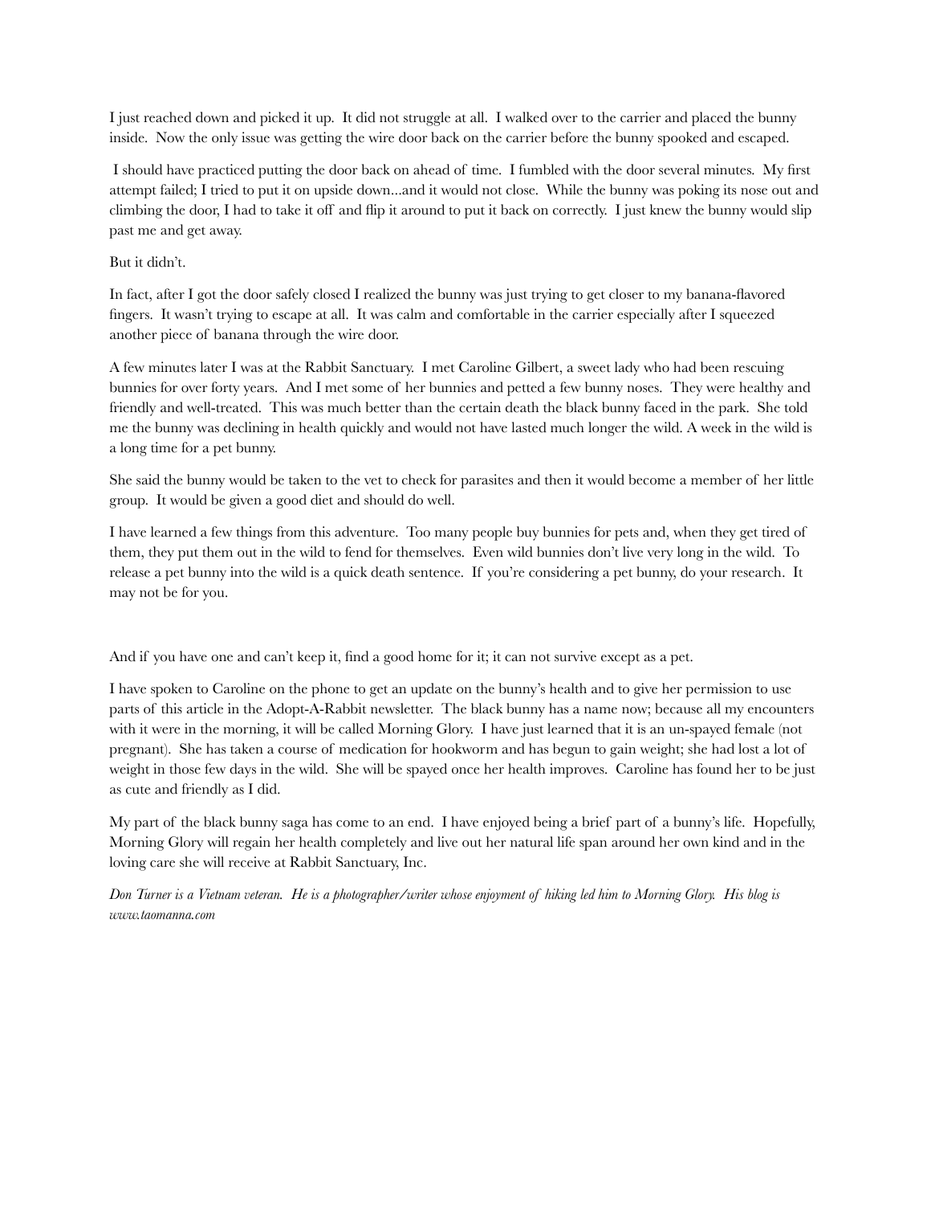I just reached down and picked it up. It did not struggle at all. I walked over to the carrier and placed the bunny inside. Now the only issue was getting the wire door back on the carrier before the bunny spooked and escaped.

I should have practiced putting the door back on ahead of time. I fumbled with the door several minutes. My first attempt failed; I tried to put it on upside down...and it would not close. While the bunny was poking its nose out and climbing the door, I had to take it off and flip it around to put it back on correctly. I just knew the bunny would slip past me and get away.

But it didn't.

In fact, after I got the door safely closed I realized the bunny was just trying to get closer to my banana-flavored fingers. It wasn't trying to escape at all. It was calm and comfortable in the carrier especially after I squeezed another piece of banana through the wire door.

A few minutes later I was at the Rabbit Sanctuary. I met Caroline Gilbert, a sweet lady who had been rescuing bunnies for over forty years. And I met some of her bunnies and petted a few bunny noses. They were healthy and friendly and well-treated. This was much better than the certain death the black bunny faced in the park. She told me the bunny was declining in health quickly and would not have lasted much longer the wild. A week in the wild is a long time for a pet bunny.

She said the bunny would be taken to the vet to check for parasites and then it would become a member of her little group. It would be given a good diet and should do well.

I have learned a few things from this adventure. Too many people buy bunnies for pets and, when they get tired of them, they put them out in the wild to fend for themselves. Even wild bunnies don't live very long in the wild. To release a pet bunny into the wild is a quick death sentence. If you're considering a pet bunny, do your research. It may not be for you.

And if you have one and can't keep it, find a good home for it; it can not survive except as a pet.

I have spoken to Caroline on the phone to get an update on the bunny's health and to give her permission to use parts of this article in the Adopt-A-Rabbit newsletter. The black bunny has a name now; because all my encounters with it were in the morning, it will be called Morning Glory. I have just learned that it is an un-spayed female (not pregnant). She has taken a course of medication for hookworm and has begun to gain weight; she had lost a lot of weight in those few days in the wild. She will be spayed once her health improves. Caroline has found her to be just as cute and friendly as I did.

My part of the black bunny saga has come to an end. I have enjoyed being a brief part of a bunny's life. Hopefully, Morning Glory will regain her health completely and live out her natural life span around her own kind and in the loving care she will receive at Rabbit Sanctuary, Inc.

*Don Turner is a Vietnam veteran. He is a photographer/writer whose enjoyment of hiking led him to Morning Glory. His blog is www.taomanna.com*